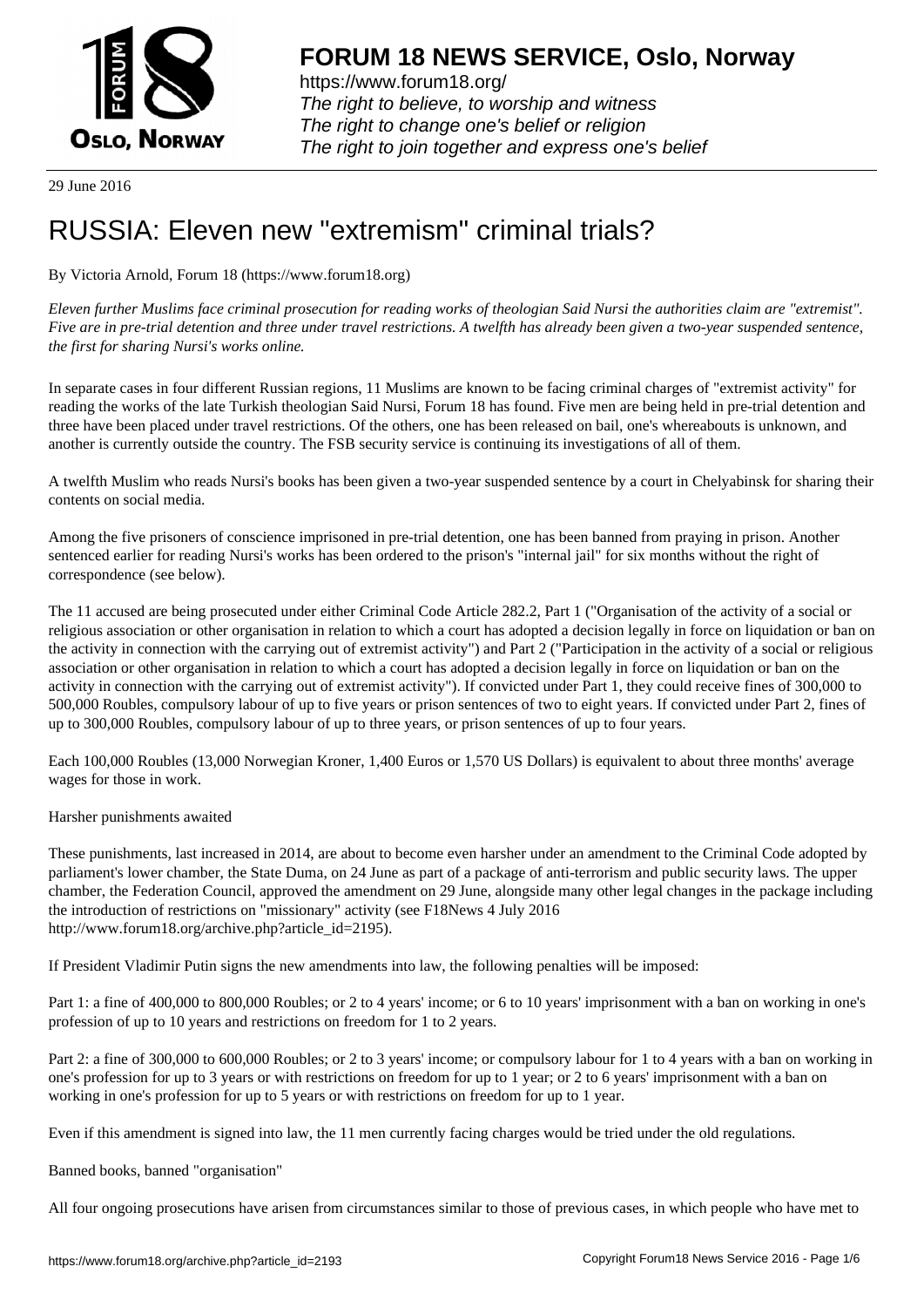**FORUM 18 NEWS SERVICE, Oslo, Norway**

https://www.forum18.org/
*The right to believe, to worship and witness*
*The right to change one's belief or religion*
*The right to join together and express one's belief*

29 June 2016

# RUSSIA: Eleven new "extremism" criminal trials?

By Victoria Arnold, Forum 18 (https://www.forum18.org)

*Eleven further Muslims face criminal prosecution for reading works of theologian Said Nursi the authorities claim are "extremist". Five are in pre-trial detention and three under travel restrictions. A twelfth has already been given a two-year suspended sentence, the first for sharing Nursi's works online.*

In separate cases in four different Russian regions, 11 Muslims are known to be facing criminal charges of "extremist activity" for reading the works of the late Turkish theologian Said Nursi, Forum 18 has found. Five men are being held in pre-trial detention and three have been placed under travel restrictions. Of the others, one has been released on bail, one's whereabouts is unknown, and another is currently outside the country. The FSB security service is continuing its investigations of all of them.

A twelfth Muslim who reads Nursi's books has been given a two-year suspended sentence by a court in Chelyabinsk for sharing their contents on social media.

Among the five prisoners of conscience imprisoned in pre-trial detention, one has been banned from praying in prison. Another sentenced earlier for reading Nursi's works has been ordered to the prison's "internal jail" for six months without the right of correspondence (see below).

The 11 accused are being prosecuted under either Criminal Code Article 282.2, Part 1 ("Organisation of the activity of a social or religious association or other organisation in relation to which a court has adopted a decision legally in force on liquidation or ban on the activity in connection with the carrying out of extremist activity") and Part 2 ("Participation in the activity of a social or religious association or other organisation in relation to which a court has adopted a decision legally in force on liquidation or ban on the activity in connection with the carrying out of extremist activity"). If convicted under Part 1, they could receive fines of 300,000 to 500,000 Roubles, compulsory labour of up to five years or prison sentences of two to eight years. If convicted under Part 2, fines of up to 300,000 Roubles, compulsory labour of up to three years, or prison sentences of up to four years.

Each 100,000 Roubles (13,000 Norwegian Kroner, 1,400 Euros or 1,570 US Dollars) is equivalent to about three months' average wages for those in work.

Harsher punishments awaited

These punishments, last increased in 2014, are about to become even harsher under an amendment to the Criminal Code adopted by parliament's lower chamber, the State Duma, on 24 June as part of a package of anti-terrorism and public security laws. The upper chamber, the Federation Council, approved the amendment on 29 June, alongside many other legal changes in the package including the introduction of restrictions on "missionary" activity (see F18News 4 July 2016 http://www.forum18.org/archive.php?article_id=2195).

If President Vladimir Putin signs the new amendments into law, the following penalties will be imposed:

Part 1: a fine of 400,000 to 800,000 Roubles; or 2 to 4 years' income; or 6 to 10 years' imprisonment with a ban on working in one's profession of up to 10 years and restrictions on freedom for 1 to 2 years.

Part 2: a fine of 300,000 to 600,000 Roubles; or 2 to 3 years' income; or compulsory labour for 1 to 4 years with a ban on working in one's profession for up to 3 years or with restrictions on freedom for up to 1 year; or 2 to 6 years' imprisonment with a ban on working in one's profession for up to 5 years or with restrictions on freedom for up to 1 year.

Even if this amendment is signed into law, the 11 men currently facing charges would be tried under the old regulations.

Banned books, banned "organisation"

All four ongoing prosecutions have arisen from circumstances similar to those of previous cases, in which people who have met to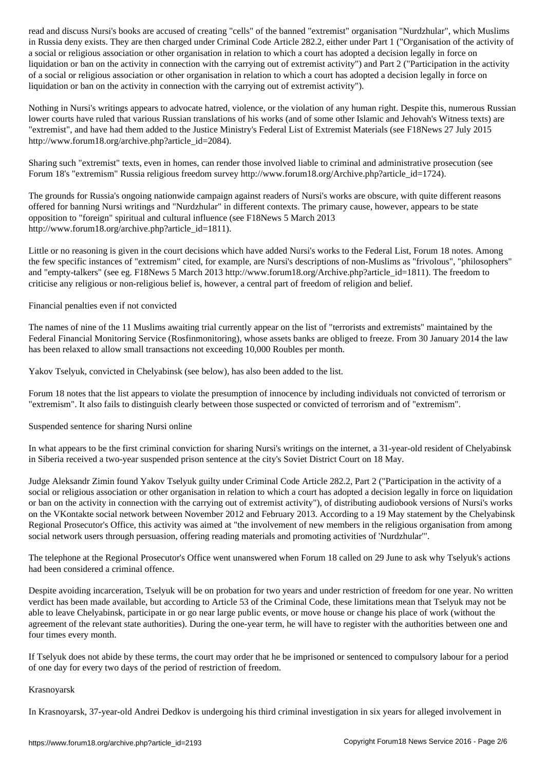read and discuss Nursi's books are accused of creating "cells" of the banned "extremist" organisation "Nurdzhular", which Muslims in Russia deny exists. They are then charged under Criminal Code Article 282.2, either under Part 1 ("Organisation of the activity of a social or religious association or other organisation in relation to which a court has adopted a decision legally in force on liquidation or ban on the activity in connection with the carrying out of extremist activity") and Part 2 ("Participation in the activity of a social or religious association or other organisation in relation to which a court has adopted a decision legally in force on liquidation or ban on the activity in connection with the carrying out of extremist activity").

Nothing in Nursi's writings appears to advocate hatred, violence, or the violation of any human right. Despite this, numerous Russian lower courts have ruled that various Russian translations of his works (and of some other Islamic and Jehovah's Witness texts) are "extremist", and have had them added to the Justice Ministry's Federal List of Extremist Materials (see F18News 27 July 2015 http://www.forum18.org/archive.php?article_id=2084).

Sharing such "extremist" texts, even in homes, can render those involved liable to criminal and administrative prosecution (see Forum 18's "extremism" Russia religious freedom survey http://www.forum18.org/Archive.php?article_id=1724).

The grounds for Russia's ongoing nationwide campaign against readers of Nursi's works are obscure, with quite different reasons offered for banning Nursi writings and "Nurdzhular" in different contexts. The primary cause, however, appears to be state opposition to "foreign" spiritual and cultural influence (see F18News 5 March 2013 http://www.forum18.org/archive.php?article_id=1811).

Little or no reasoning is given in the court decisions which have added Nursi's works to the Federal List, Forum 18 notes. Among the few specific instances of "extremism" cited, for example, are Nursi's descriptions of non-Muslims as "frivolous", "philosophers" and "empty-talkers" (see eg. F18News 5 March 2013 http://www.forum18.org/Archive.php?article_id=1811). The freedom to criticise any religious or non-religious belief is, however, a central part of freedom of religion and belief.

## Financial penalties even if not convicted

The names of nine of the 11 Muslims awaiting trial currently appear on the list of "terrorists and extremists" maintained by the Federal Financial Monitoring Service (Rosfinmonitoring), whose assets banks are obliged to freeze. From 30 January 2014 the law has been relaxed to allow small transactions not exceeding 10,000 Roubles per month.

Yakov Tselyuk, convicted in Chelyabinsk (see below), has also been added to the list.

Forum 18 notes that the list appears to violate the presumption of innocence by including individuals not convicted of terrorism or "extremism". It also fails to distinguish clearly between those suspected or convicted of terrorism and of "extremism".

## Suspended sentence for sharing Nursi online

In what appears to be the first criminal conviction for sharing Nursi's writings on the internet, a 31-year-old resident of Chelyabinsk in Siberia received a two-year suspended prison sentence at the city's Soviet District Court on 18 May.

Judge Aleksandr Zimin found Yakov Tselyuk guilty under Criminal Code Article 282.2, Part 2 ("Participation in the activity of a social or religious association or other organisation in relation to which a court has adopted a decision legally in force on liquidation or ban on the activity in connection with the carrying out of extremist activity"), of distributing audiobook versions of Nursi's works on the VKontakte social network between November 2012 and February 2013. According to a 19 May statement by the Chelyabinsk Regional Prosecutor's Office, this activity was aimed at "the involvement of new members in the religious organisation from among social network users through persuasion, offering reading materials and promoting activities of 'Nurdzhular'".

The telephone at the Regional Prosecutor's Office went unanswered when Forum 18 called on 29 June to ask why Tselyuk's actions had been considered a criminal offence.

Despite avoiding incarceration, Tselyuk will be on probation for two years and under restriction of freedom for one year. No written verdict has been made available, but according to Article 53 of the Criminal Code, these limitations mean that Tselyuk may not be able to leave Chelyabinsk, participate in or go near large public events, or move house or change his place of work (without the agreement of the relevant state authorities). During the one-year term, he will have to register with the authorities between one and four times every month.

If Tselyuk does not abide by these terms, the court may order that he be imprisoned or sentenced to compulsory labour for a period of one day for every two days of the period of restriction of freedom.

## Krasnoyarsk

In Krasnoyarsk, 37-year-old Andrei Dedkov is undergoing his third criminal investigation in six years for alleged involvement in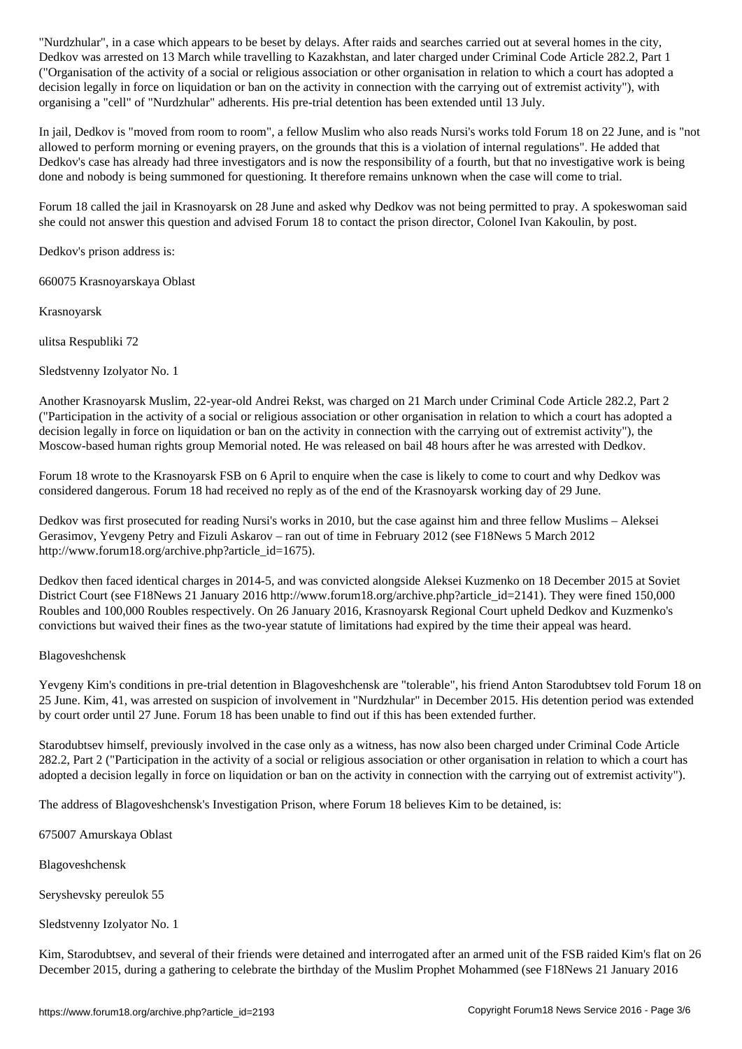"Nurdzhular", in a case which appears to be beset by delays. After raids and searches carried out at several homes in the city, Dedkov was arrested on 13 March while travelling to Kazakhstan, and later charged under Criminal Code Article 282.2, Part 1 ("Organisation of the activity of a social or religious association or other organisation in relation to which a court has adopted a decision legally in force on liquidation or ban on the activity in connection with the carrying out of extremist activity"), with organising a "cell" of "Nurdzhular" adherents. His pre-trial detention has been extended until 13 July.

In jail, Dedkov is "moved from room to room", a fellow Muslim who also reads Nursi's works told Forum 18 on 22 June, and is "not allowed to perform morning or evening prayers, on the grounds that this is a violation of internal regulations". He added that Dedkov's case has already had three investigators and is now the responsibility of a fourth, but that no investigative work is being done and nobody is being summoned for questioning. It therefore remains unknown when the case will come to trial.

Forum 18 called the jail in Krasnoyarsk on 28 June and asked why Dedkov was not being permitted to pray. A spokeswoman said she could not answer this question and advised Forum 18 to contact the prison director, Colonel Ivan Kakoulin, by post.

Dedkov's prison address is:

660075 Krasnoyarskaya Oblast

Krasnoyarsk

ulitsa Respubliki 72

Sledstvenny Izolyator No. 1

Another Krasnoyarsk Muslim, 22-year-old Andrei Rekst, was charged on 21 March under Criminal Code Article 282.2, Part 2 ("Participation in the activity of a social or religious association or other organisation in relation to which a court has adopted a decision legally in force on liquidation or ban on the activity in connection with the carrying out of extremist activity"), the Moscow-based human rights group Memorial noted. He was released on bail 48 hours after he was arrested with Dedkov.

Forum 18 wrote to the Krasnoyarsk FSB on 6 April to enquire when the case is likely to come to court and why Dedkov was considered dangerous. Forum 18 had received no reply as of the end of the Krasnoyarsk working day of 29 June.

Dedkov was first prosecuted for reading Nursi's works in 2010, but the case against him and three fellow Muslims – Aleksei Gerasimov, Yevgeny Petry and Fizuli Askarov – ran out of time in February 2012 (see F18News 5 March 2012 http://www.forum18.org/archive.php?article_id=1675).

Dedkov then faced identical charges in 2014-5, and was convicted alongside Aleksei Kuzmenko on 18 December 2015 at Soviet District Court (see F18News 21 January 2016 http://www.forum18.org/archive.php?article_id=2141). They were fined 150,000 Roubles and 100,000 Roubles respectively. On 26 January 2016, Krasnoyarsk Regional Court upheld Dedkov and Kuzmenko's convictions but waived their fines as the two-year statute of limitations had expired by the time their appeal was heard.

## Blagoveshchensk

Yevgeny Kim's conditions in pre-trial detention in Blagoveshchensk are "tolerable", his friend Anton Starodubtsev told Forum 18 on 25 June. Kim, 41, was arrested on suspicion of involvement in "Nurdzhular" in December 2015. His detention period was extended by court order until 27 June. Forum 18 has been unable to find out if this has been extended further.

Starodubtsev himself, previously involved in the case only as a witness, has now also been charged under Criminal Code Article 282.2, Part 2 ("Participation in the activity of a social or religious association or other organisation in relation to which a court has adopted a decision legally in force on liquidation or ban on the activity in connection with the carrying out of extremist activity").

The address of Blagoveshchensk's Investigation Prison, where Forum 18 believes Kim to be detained, is:

675007 Amurskaya Oblast

Blagoveshchensk

Seryshevsky pereulok 55

Sledstvenny Izolyator No. 1

Kim, Starodubtsev, and several of their friends were detained and interrogated after an armed unit of the FSB raided Kim's flat on 26 December 2015, during a gathering to celebrate the birthday of the Muslim Prophet Mohammed (see F18News 21 January 2016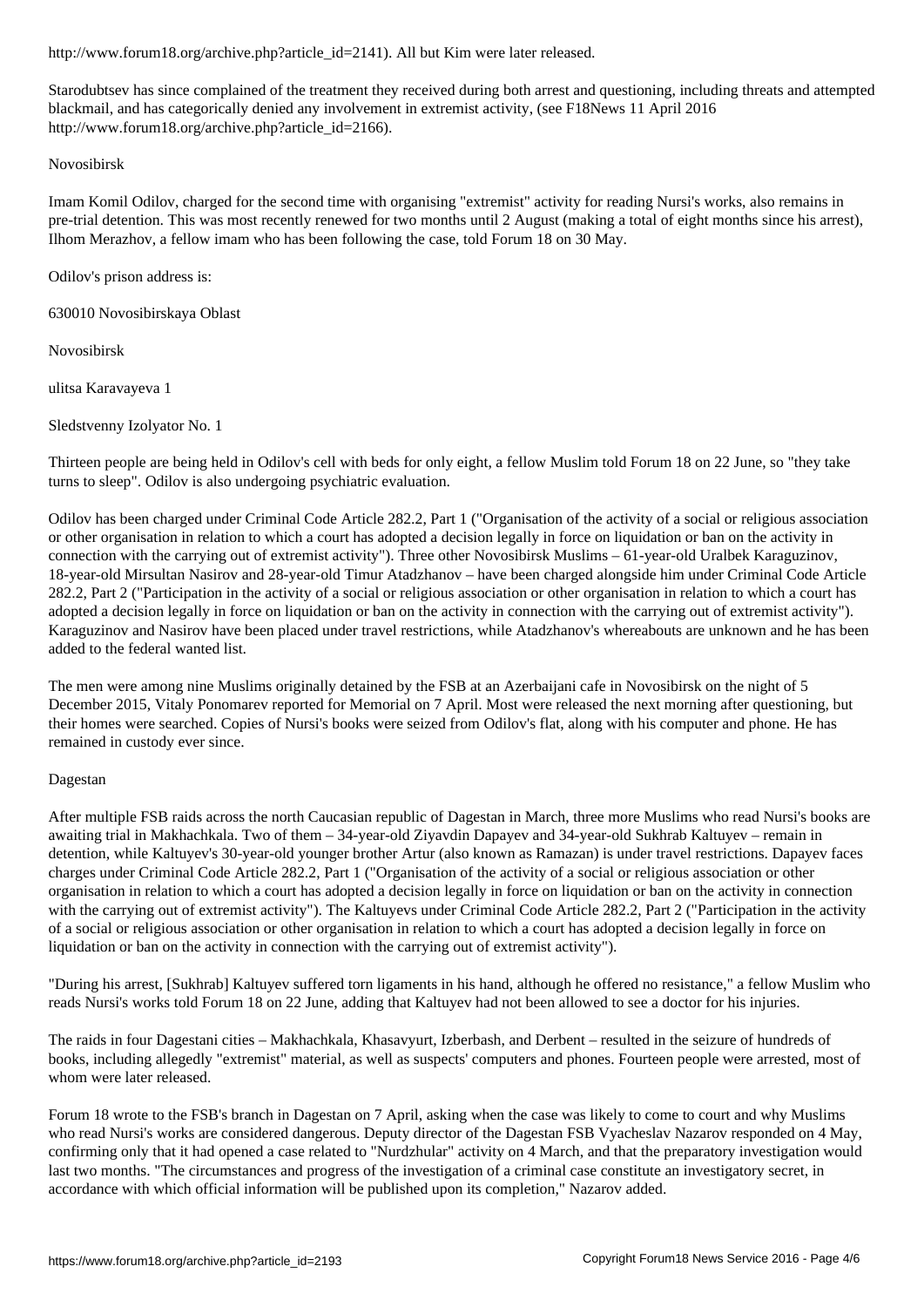http://www.forum18.org/archive.php?article_id=2141). All but Kim were later released.

Starodubtsev has since complained of the treatment they received during both arrest and questioning, including threats and attempted blackmail, and has categorically denied any involvement in extremist activity, (see F18News 11 April 2016 http://www.forum18.org/archive.php?article_id=2166).

## Novosibirsk

Imam Komil Odilov, charged for the second time with organising "extremist" activity for reading Nursi's works, also remains in pre-trial detention. This was most recently renewed for two months until 2 August (making a total of eight months since his arrest), Ilhom Merazhov, a fellow imam who has been following the case, told Forum 18 on 30 May.

Odilov's prison address is:

630010 Novosibirskaya Oblast

Novosibirsk

ulitsa Karavayeva 1

Sledstvenny Izolyator No. 1

Thirteen people are being held in Odilov's cell with beds for only eight, a fellow Muslim told Forum 18 on 22 June, so "they take turns to sleep". Odilov is also undergoing psychiatric evaluation.

Odilov has been charged under Criminal Code Article 282.2, Part 1 ("Organisation of the activity of a social or religious association or other organisation in relation to which a court has adopted a decision legally in force on liquidation or ban on the activity in connection with the carrying out of extremist activity"). Three other Novosibirsk Muslims – 61-year-old Uralbek Karaguzinov, 18-year-old Mirsultan Nasirov and 28-year-old Timur Atadzhanov – have been charged alongside him under Criminal Code Article 282.2, Part 2 ("Participation in the activity of a social or religious association or other organisation in relation to which a court has adopted a decision legally in force on liquidation or ban on the activity in connection with the carrying out of extremist activity"). Karaguzinov and Nasirov have been placed under travel restrictions, while Atadzhanov's whereabouts are unknown and he has been added to the federal wanted list.

The men were among nine Muslims originally detained by the FSB at an Azerbaijani cafe in Novosibirsk on the night of 5 December 2015, Vitaly Ponomarev reported for Memorial on 7 April. Most were released the next morning after questioning, but their homes were searched. Copies of Nursi's books were seized from Odilov's flat, along with his computer and phone. He has remained in custody ever since.

## Dagestan

After multiple FSB raids across the north Caucasian republic of Dagestan in March, three more Muslims who read Nursi's books are awaiting trial in Makhachkala. Two of them – 34-year-old Ziyavdin Dapayev and 34-year-old Sukhrab Kaltuyev – remain in detention, while Kaltuyev's 30-year-old younger brother Artur (also known as Ramazan) is under travel restrictions. Dapayev faces charges under Criminal Code Article 282.2, Part 1 ("Organisation of the activity of a social or religious association or other organisation in relation to which a court has adopted a decision legally in force on liquidation or ban on the activity in connection with the carrying out of extremist activity"). The Kaltuyevs under Criminal Code Article 282.2, Part 2 ("Participation in the activity of a social or religious association or other organisation in relation to which a court has adopted a decision legally in force on liquidation or ban on the activity in connection with the carrying out of extremist activity").

"During his arrest, [Sukhrab] Kaltuyev suffered torn ligaments in his hand, although he offered no resistance," a fellow Muslim who reads Nursi's works told Forum 18 on 22 June, adding that Kaltuyev had not been allowed to see a doctor for his injuries.

The raids in four Dagestani cities – Makhachkala, Khasavyurt, Izberbash, and Derbent – resulted in the seizure of hundreds of books, including allegedly "extremist" material, as well as suspects' computers and phones. Fourteen people were arrested, most of whom were later released.

Forum 18 wrote to the FSB's branch in Dagestan on 7 April, asking when the case was likely to come to court and why Muslims who read Nursi's works are considered dangerous. Deputy director of the Dagestan FSB Vyacheslav Nazarov responded on 4 May, confirming only that it had opened a case related to "Nurdzhular" activity on 4 March, and that the preparatory investigation would last two months. "The circumstances and progress of the investigation of a criminal case constitute an investigatory secret, in accordance with which official information will be published upon its completion," Nazarov added.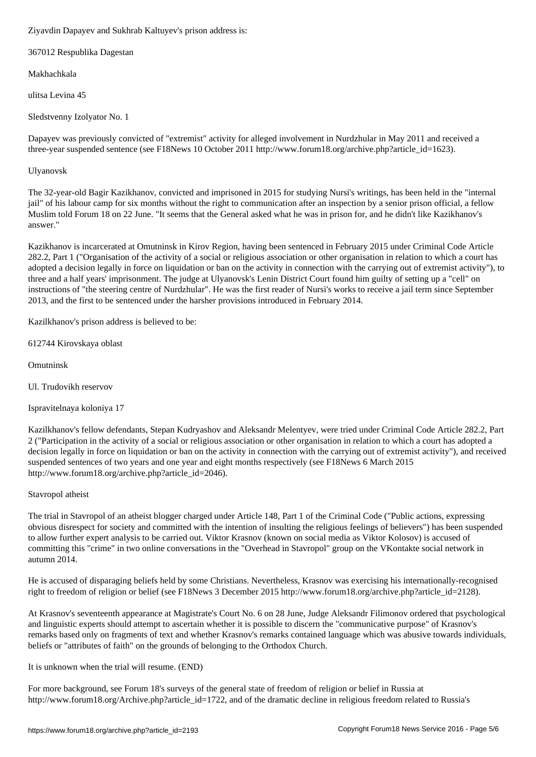Ziyavdin Dapayev and Sukhrab Kaltuyev's prison address is:

367012 Respublika Dagestan

Makhachkala

ulitsa Levina 45

Sledstvenny Izolyator No. 1

Dapayev was previously convicted of "extremist" activity for alleged involvement in Nurdzhular in May 2011 and received a three-year suspended sentence (see F18News 10 October 2011 http://www.forum18.org/archive.php?article_id=1623).

## Ulyanovsk

The 32-year-old Bagir Kazikhanov, convicted and imprisoned in 2015 for studying Nursi's writings, has been held in the "internal jail" of his labour camp for six months without the right to communication after an inspection by a senior prison official, a fellow Muslim told Forum 18 on 22 June. "It seems that the General asked what he was in prison for, and he didn't like Kazikhanov's answer."

Kazikhanov is incarcerated at Omutninsk in Kirov Region, having been sentenced in February 2015 under Criminal Code Article 282.2, Part 1 ("Organisation of the activity of a social or religious association or other organisation in relation to which a court has adopted a decision legally in force on liquidation or ban on the activity in connection with the carrying out of extremist activity"), to three and a half years' imprisonment. The judge at Ulyanovsk's Lenin District Court found him guilty of setting up a "cell" on instructions of "the steering centre of Nurdzhular". He was the first reader of Nursi's works to receive a jail term since September 2013, and the first to be sentenced under the harsher provisions introduced in February 2014.

Kazilkhanov's prison address is believed to be:

612744 Kirovskaya oblast

Omutninsk

Ul. Trudovikh reservov

Ispravitelnaya koloniya 17

Kazilkhanov's fellow defendants, Stepan Kudryashov and Aleksandr Melentyev, were tried under Criminal Code Article 282.2, Part 2 ("Participation in the activity of a social or religious association or other organisation in relation to which a court has adopted a decision legally in force on liquidation or ban on the activity in connection with the carrying out of extremist activity"), and received suspended sentences of two years and one year and eight months respectively (see F18News 6 March 2015 http://www.forum18.org/archive.php?article_id=2046).

## Stavropol atheist

The trial in Stavropol of an atheist blogger charged under Article 148, Part 1 of the Criminal Code ("Public actions, expressing obvious disrespect for society and committed with the intention of insulting the religious feelings of believers") has been suspended to allow further expert analysis to be carried out. Viktor Krasnov (known on social media as Viktor Kolosov) is accused of committing this "crime" in two online conversations in the "Overhead in Stavropol" group on the VKontakte social network in autumn 2014.

He is accused of disparaging beliefs held by some Christians. Nevertheless, Krasnov was exercising his internationally-recognised right to freedom of religion or belief (see F18News 3 December 2015 http://www.forum18.org/archive.php?article_id=2128).

At Krasnov's seventeenth appearance at Magistrate's Court No. 6 on 28 June, Judge Aleksandr Filimonov ordered that psychological and linguistic experts should attempt to ascertain whether it is possible to discern the "communicative purpose" of Krasnov's remarks based only on fragments of text and whether Krasnov's remarks contained language which was abusive towards individuals, beliefs or "attributes of faith" on the grounds of belonging to the Orthodox Church.

It is unknown when the trial will resume. (END)

For more background, see Forum 18's surveys of the general state of freedom of religion or belief in Russia at http://www.forum18.org/Archive.php?article_id=1722, and of the dramatic decline in religious freedom related to Russia's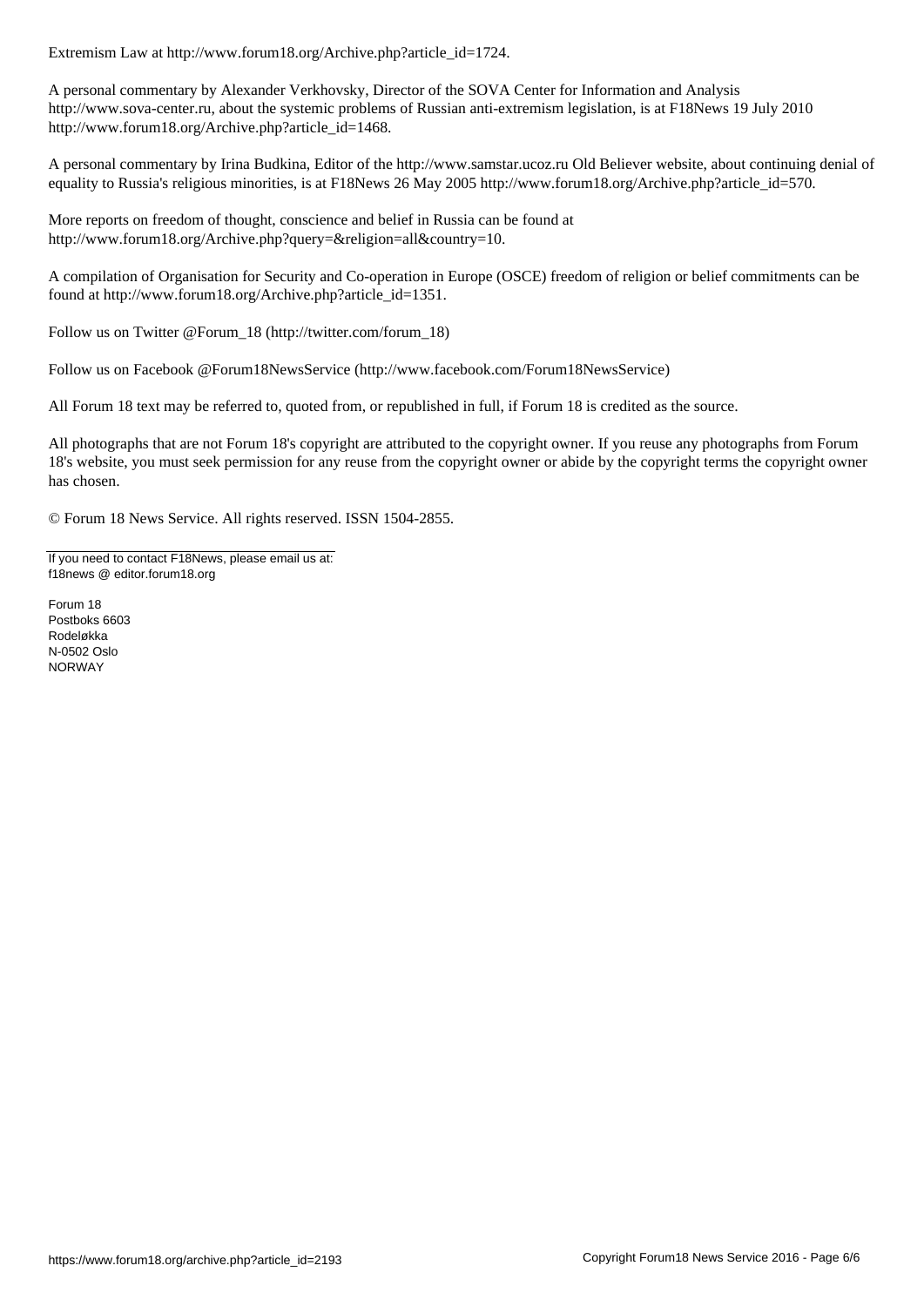Extremism Law at http://www.forum18.org/Archive.php?article_id=1724.

A personal commentary by Alexander Verkhovsky, Director of the SOVA Center for Information and Analysis http://www.sova-center.ru, about the systemic problems of Russian anti-extremism legislation, is at F18News 19 July 2010 http://www.forum18.org/Archive.php?article_id=1468.

A personal commentary by Irina Budkina, Editor of the http://www.samstar.ucoz.ru Old Believer website, about continuing denial of equality to Russia's religious minorities, is at F18News 26 May 2005 http://www.forum18.org/Archive.php?article_id=570.

More reports on freedom of thought, conscience and belief in Russia can be found at http://www.forum18.org/Archive.php?query=&religion=all&country=10.

A compilation of Organisation for Security and Co-operation in Europe (OSCE) freedom of religion or belief commitments can be found at http://www.forum18.org/Archive.php?article_id=1351.

Follow us on Twitter @Forum_18 (http://twitter.com/forum_18)

Follow us on Facebook @Forum18NewsService (http://www.facebook.com/Forum18NewsService)

All Forum 18 text may be referred to, quoted from, or republished in full, if Forum 18 is credited as the source.

All photographs that are not Forum 18's copyright are attributed to the copyright owner. If you reuse any photographs from Forum 18's website, you must seek permission for any reuse from the copyright owner or abide by the copyright terms the copyright owner has chosen.

© Forum 18 News Service. All rights reserved. ISSN 1504-2855.

If you need to contact F18News, please email us at:
f18news @ editor.forum18.org

Forum 18
Postboks 6603
Rodeløkka
N-0502 Oslo
NORWAY